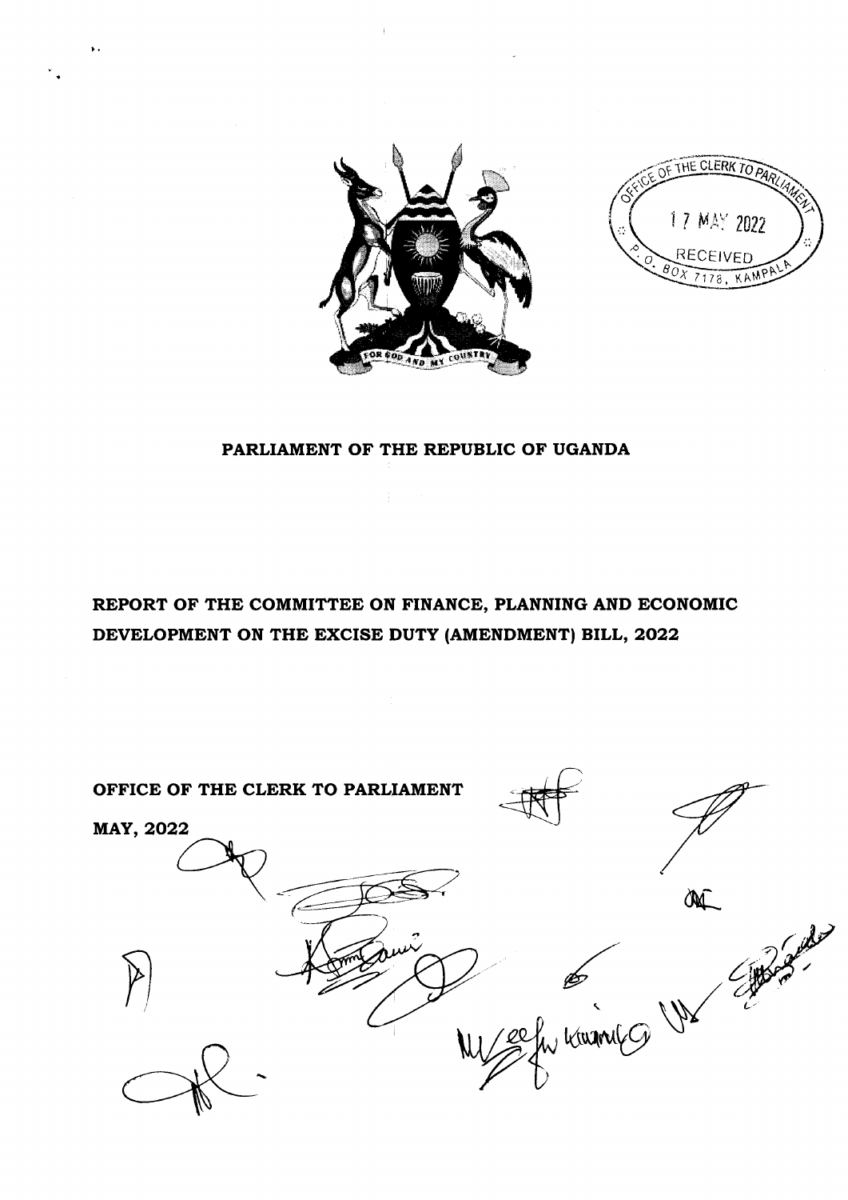PARLIAMENT OF THE REPUBLIC OF UGANDA

# REPORT OF THE COMMITTEE ON FINANCE, PLANNING AND ECONOMIC DEVELOPMENT ON THE EXCISE DUTY (AMENDMENT) BILL, 2022

OFFICE OF THE CLERK TO PARLIAMENT

MAY, 2022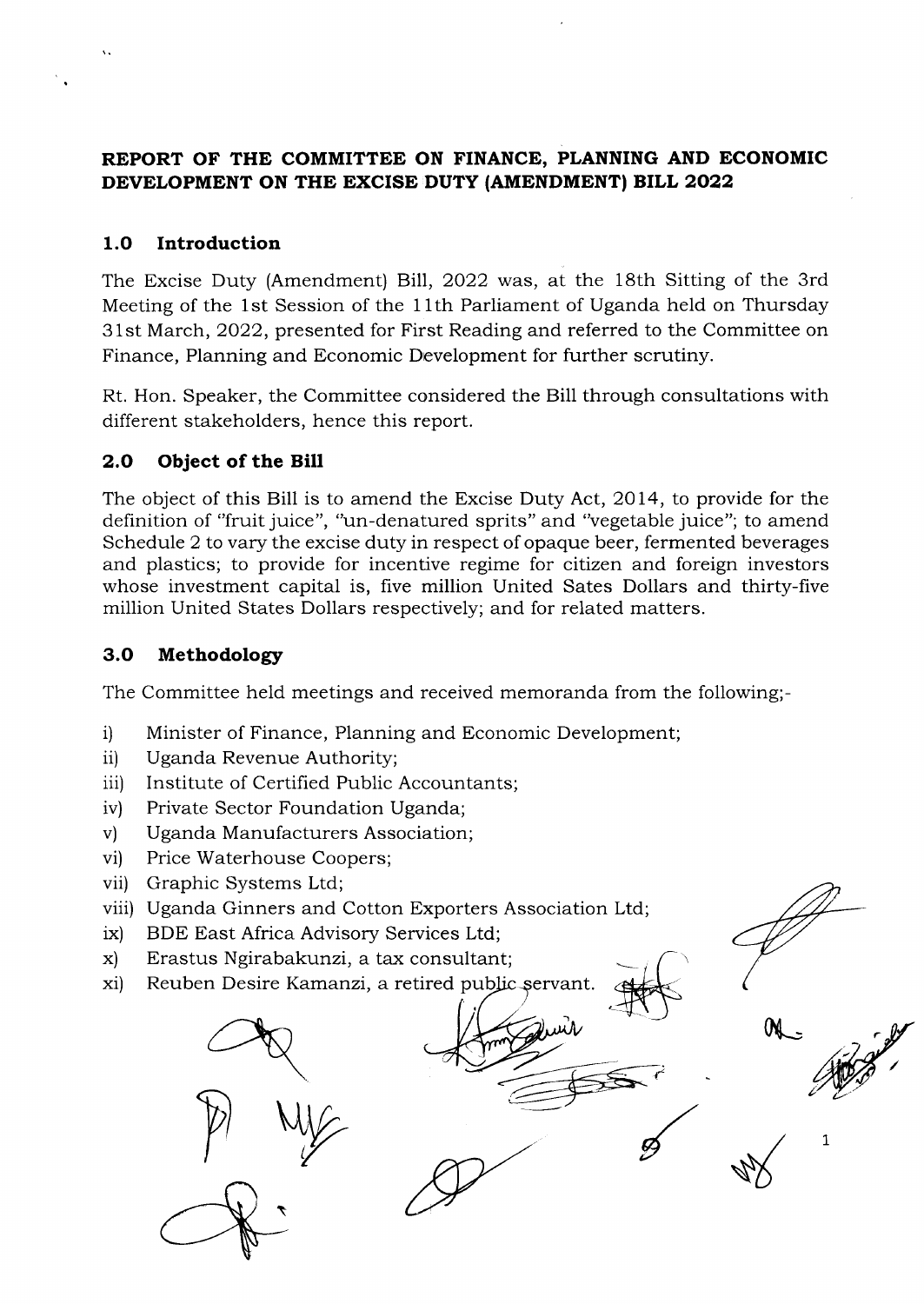## REPORT OF THE COMMITTEE ON FINANCE, PLANNING AND ECONOMIC DEVELOPMENT ON THE EXCISE DUTY (AMENDMENT) BILL 2022

### 1.0 Introduction

The Excise Duty (Amendment) Bill, 2022 was, at the 18th Sitting of the 3rd Meeting of the 1st Session of the 11th Parliament of Uganda held on Thursday 31st March, 2022, presented for First Reading and referred to the Committee on Finance, Planning and Economic Development for further scrutiny.

Rt. Hon. Speaker, the Committee considered the Bill through consultations with different stakeholders, hence this report.

### 2.0 Object of the Bill

The object of this Bill is to amend the Excise Duty Act, 2014, to provide for the definition of "fruit juice", "un-denatured sprits" and "vegetable juice"; to amend Schedule 2 to vary the excise duty in respect of opaque beer, fermented beverages and plastics; to provide for incentive regime for citizen and foreign investors whose investment capital is, five million United Sates Dollars and thirty-five million United States Dollars respectively; and for related matters.

### 3.0 Methodology

The Committee held meetings and received memoranda from the following;-

i) Minister of Finance, Planning and Economic Development;
ii) Uganda Revenue Authority;
iii) Institute of Certified Public Accountants;
iv) Private Sector Foundation Uganda;
v) Uganda Manufacturers Association;
vi) Price Waterhouse Coopers;
vii) Graphic Systems Ltd;
viii) Uganda Ginners and Cotton Exporters Association Ltd;
ix) BDE East Africa Advisory Services Ltd;
x) Erastus Ngirabakunzi, a tax consultant;
xi) Reuben Desire Kamanzi, a retired public servant.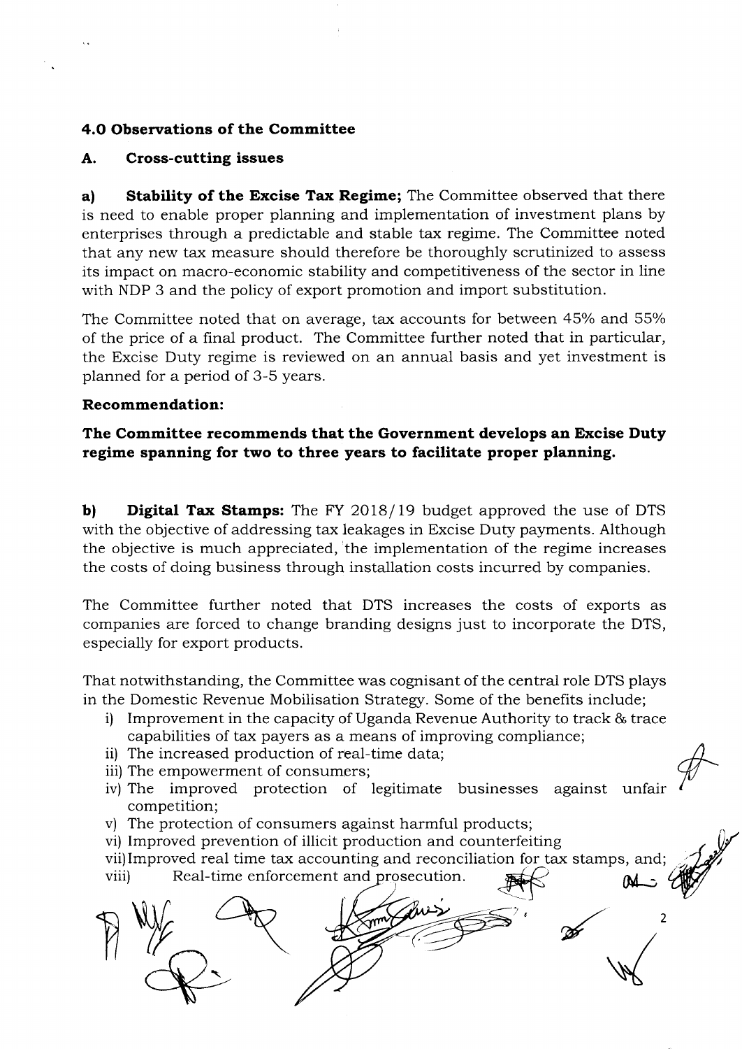## 4.0 Observations of the Committee

### A. Cross-cutting issues

**a) Stability of the Excise Tax Regime;** The Committee observed that there is need to enable proper planning and implementation of investment plans by enterprises through a predictable and stable tax regime. The Committee noted that any new tax measure should therefore be thoroughly scrutinized to assess its impact on macro-economic stability and competitiveness of the sector in line with NDP 3 and the policy of export promotion and import substitution.

The Committee noted that on average, tax accounts for between 45% and 55% of the price of a final product. The Committee further noted that in particular, the Excise Duty regime is reviewed on an annual basis and yet investment is planned for a period of 3-5 years.

**Recommendation:**

**The Committee recommends that the Government develops an Excise Duty regime spanning for two to three years to facilitate proper planning.**

**b) Digital Tax Stamps:** The FY 2018/19 budget approved the use of DTS with the objective of addressing tax leakages in Excise Duty payments. Although the objective is much appreciated, the implementation of the regime increases the costs of doing business through installation costs incurred by companies.

The Committee further noted that DTS increases the costs of exports as companies are forced to change branding designs just to incorporate the DTS, especially for export products.

That notwithstanding, the Committee was cognisant of the central role DTS plays in the Domestic Revenue Mobilisation Strategy. Some of the benefits include;

i) Improvement in the capacity of Uganda Revenue Authority to track & trace capabilities of tax payers as a means of improving compliance;
ii) The increased production of real-time data;
iii) The empowerment of consumers;
iv) The improved protection of legitimate businesses against unfair competition;
v) The protection of consumers against harmful products;
vi) Improved prevention of illicit production and counterfeiting
vii) Improved real time tax accounting and reconciliation for tax stamps, and;
viii) Real-time enforcement and prosecution.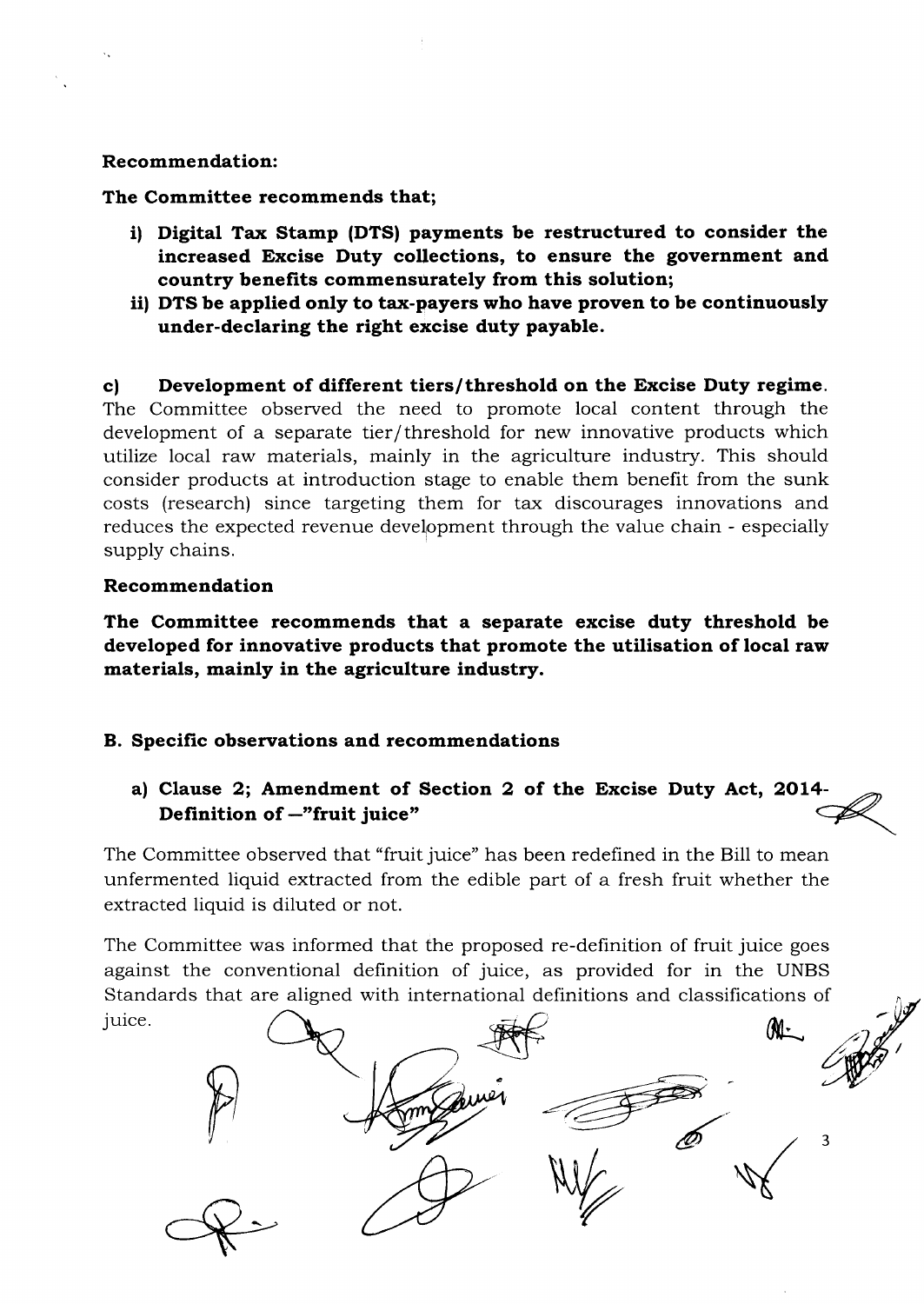**Recommendation:**

**The Committee recommends that;**

i) **Digital Tax Stamp (DTS) payments be restructured to consider the increased Excise Duty collections, to ensure the government and country benefits commensurately from this solution;**
ii) **DTS be applied only to tax-payers who have proven to be continuously under-declaring the right excise duty payable.**

**c) Development of different tiers/threshold on the Excise Duty regime.** The Committee observed the need to promote local content through the development of a separate tier/threshold for new innovative products which utilize local raw materials, mainly in the agriculture industry. This should consider products at introduction stage to enable them benefit from the sunk costs (research) since targeting them for tax discourages innovations and reduces the expected revenue development through the value chain - especially supply chains.

**Recommendation**

**The Committee recommends that a separate excise duty threshold be developed for innovative products that promote the utilisation of local raw materials, mainly in the agriculture industry.**

**B. Specific observations and recommendations**

**a) Clause 2; Amendment of Section 2 of the Excise Duty Act, 2014- Definition of –"fruit juice"**

The Committee observed that "fruit juice" has been redefined in the Bill to mean unfermented liquid extracted from the edible part of a fresh fruit whether the extracted liquid is diluted or not.

The Committee was informed that the proposed re-definition of fruit juice goes against the conventional definition of juice, as provided for in the UNBS Standards that are aligned with international definitions and classifications of juice.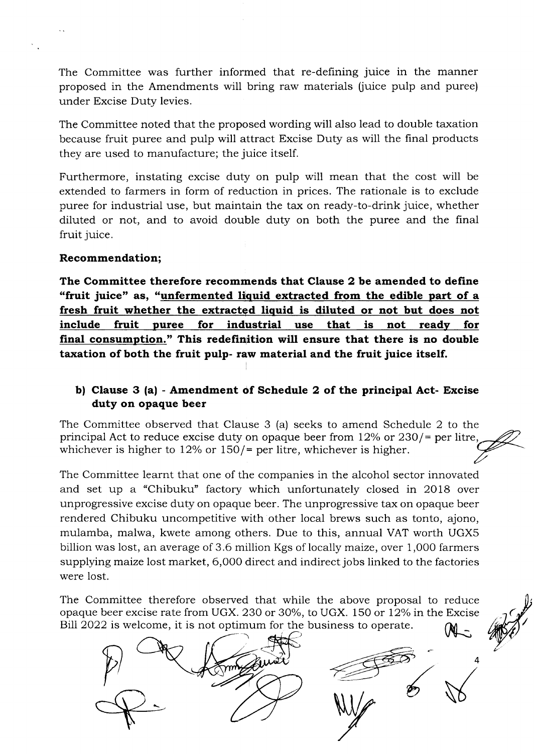The Committee was further informed that re-defining juice in the manner proposed in the Amendments will bring raw materials (juice pulp and puree) under Excise Duty levies.

The Committee noted that the proposed wording will also lead to double taxation because fruit puree and pulp will attract Excise Duty as will the final products they are used to manufacture; the juice itself.

Furthermore, instating excise duty on pulp will mean that the cost will be extended to farmers in form of reduction in prices. The rationale is to exclude puree for industrial use, but maintain the tax on ready-to-drink juice, whether diluted or not, and to avoid double duty on both the puree and the final fruit juice.

**Recommendation;**

**The Committee therefore recommends that Clause 2 be amended to define "fruit juice" as, "<u>unfermented liquid extracted from the edible part of a fresh fruit whether the extracted liquid is diluted or not but does not include fruit puree for industrial use that is not ready for final consumption.</u>" This redefinition will ensure that there is no double taxation of both the fruit pulp- raw material and the fruit juice itself.**

**b) Clause 3 (a) - Amendment of Schedule 2 of the principal Act- Excise duty on opaque beer**

The Committee observed that Clause 3 (a) seeks to amend Schedule 2 to the principal Act to reduce excise duty on opaque beer from 12% or 230/= per litre, whichever is higher to 12% or 150/= per litre, whichever is higher.

The Committee learnt that one of the companies in the alcohol sector innovated and set up a "Chibuku" factory which unfortunately closed in 2018 over unprogressive excise duty on opaque beer. The unprogressive tax on opaque beer rendered Chibuku uncompetitive with other local brews such as tonto, ajono, mulamba, malwa, kwete among others. Due to this, annual VAT worth UGX5 billion was lost, an average of 3.6 million Kgs of locally maize, over 1,000 farmers supplying maize lost market, 6,000 direct and indirect jobs linked to the factories were lost.

The Committee therefore observed that while the above proposal to reduce opaque beer excise rate from UGX. 230 or 30%, to UGX. 150 or 12% in the Excise Bill 2022 is welcome, it is not optimum for the business to operate.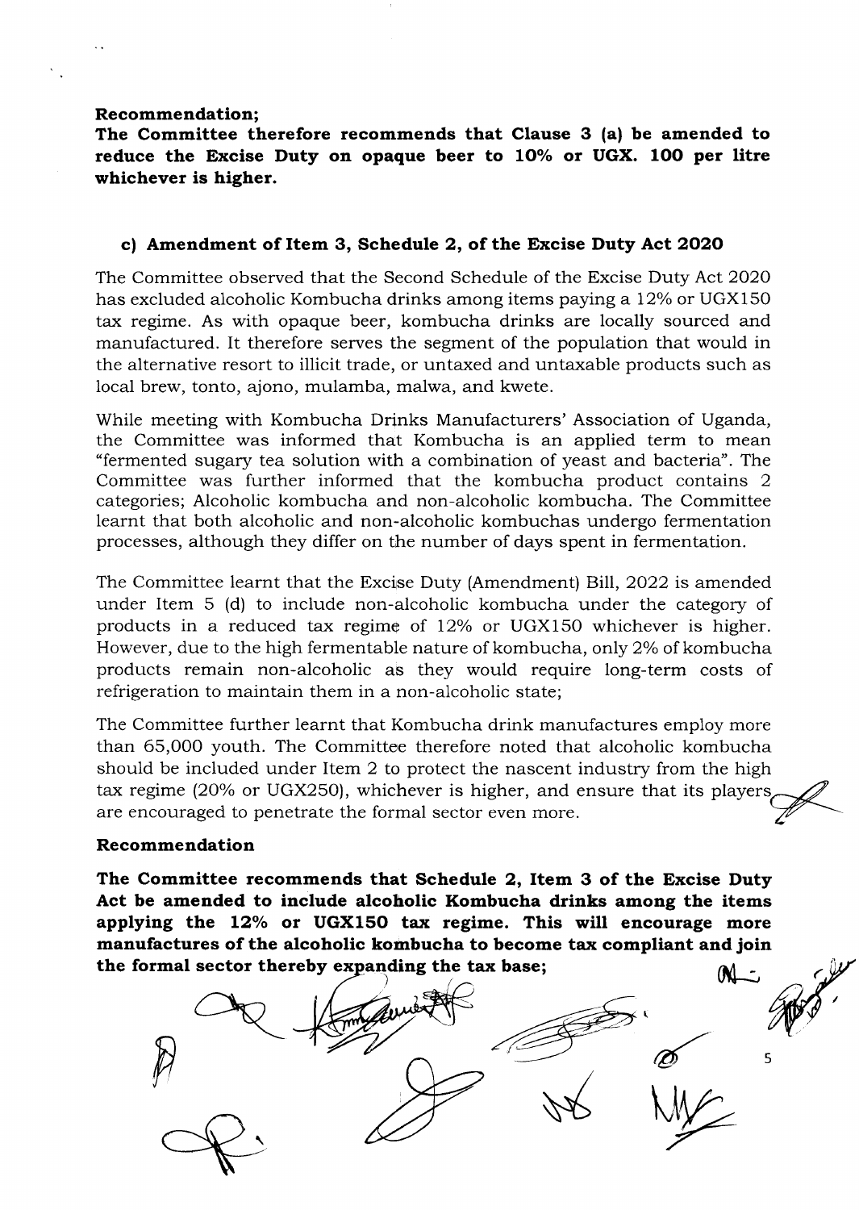**Recommendation;**

**The Committee therefore recommends that Clause 3 (a) be amended to reduce the Excise Duty on opaque beer to 10% or UGX. 100 per litre whichever is higher.**

### c) Amendment of Item 3, Schedule 2, of the Excise Duty Act 2020

The Committee observed that the Second Schedule of the Excise Duty Act 2020 has excluded alcoholic Kombucha drinks among items paying a 12% or UGX150 tax regime. As with opaque beer, kombucha drinks are locally sourced and manufactured. It therefore serves the segment of the population that would in the alternative resort to illicit trade, or untaxed and untaxable products such as local brew, tonto, ajono, mulamba, malwa, and kwete.

While meeting with Kombucha Drinks Manufacturers' Association of Uganda, the Committee was informed that Kombucha is an applied term to mean "fermented sugary tea solution with a combination of yeast and bacteria". The Committee was further informed that the kombucha product contains 2 categories; Alcoholic kombucha and non-alcoholic kombucha. The Committee learnt that both alcoholic and non-alcoholic kombuchas undergo fermentation processes, although they differ on the number of days spent in fermentation.

The Committee learnt that the Excise Duty (Amendment) Bill, 2022 is amended under Item 5 (d) to include non-alcoholic kombucha under the category of products in a reduced tax regime of 12% or UGX150 whichever is higher. However, due to the high fermentable nature of kombucha, only 2% of kombucha products remain non-alcoholic as they would require long-term costs of refrigeration to maintain them in a non-alcoholic state;

The Committee further learnt that Kombucha drink manufactures employ more than 65,000 youth. The Committee therefore noted that alcoholic kombucha should be included under Item 2 to protect the nascent industry from the high tax regime (20% or UGX250), whichever is higher, and ensure that its players are encouraged to penetrate the formal sector even more.

**Recommendation**

**The Committee recommends that Schedule 2, Item 3 of the Excise Duty Act be amended to include alcoholic Kombucha drinks among the items applying the 12% or UGX150 tax regime. This will encourage more manufactures of the alcoholic kombucha to become tax compliant and join the formal sector thereby expanding the tax base;**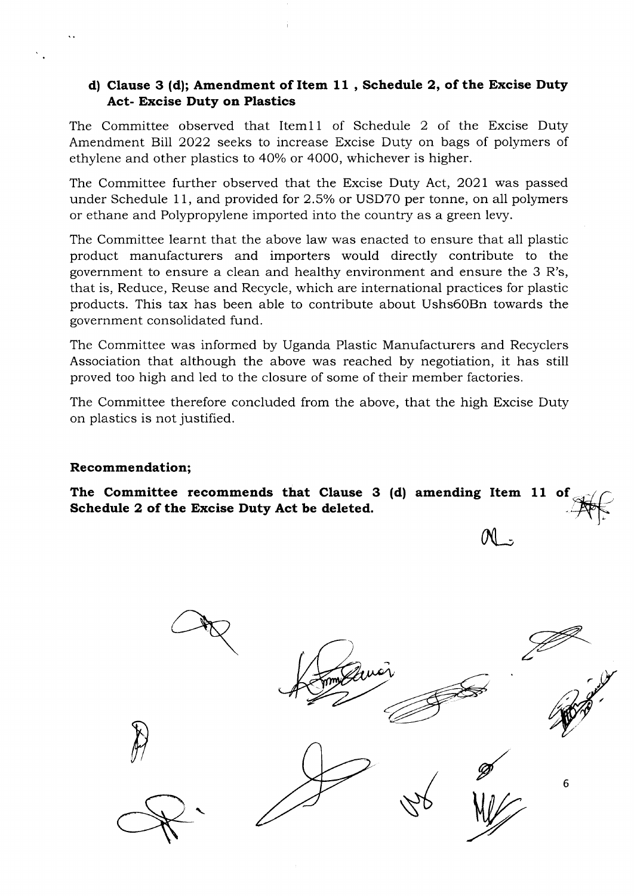**d) Clause 3 (d); Amendment of Item 11 , Schedule 2, of the Excise Duty Act- Excise Duty on Plastics**

The Committee observed that Item11 of Schedule 2 of the Excise Duty Amendment Bill 2022 seeks to increase Excise Duty on bags of polymers of ethylene and other plastics to 40% or 4000, whichever is higher.

The Committee further observed that the Excise Duty Act, 2021 was passed under Schedule 11, and provided for 2.5% or USD70 per tonne, on all polymers or ethane and Polypropylene imported into the country as a green levy.

The Committee learnt that the above law was enacted to ensure that all plastic product manufacturers and importers would directly contribute to the government to ensure a clean and healthy environment and ensure the 3 R's, that is, Reduce, Reuse and Recycle, which are international practices for plastic products. This tax has been able to contribute about Ushs60Bn towards the government consolidated fund.

The Committee was informed by Uganda Plastic Manufacturers and Recyclers Association that although the above was reached by negotiation, it has still proved too high and led to the closure of some of their member factories.

The Committee therefore concluded from the above, that the high Excise Duty on plastics is not justified.

**Recommendation;**

**The Committee recommends that Clause 3 (d) amending Item 11 of Schedule 2 of the Excise Duty Act be deleted.**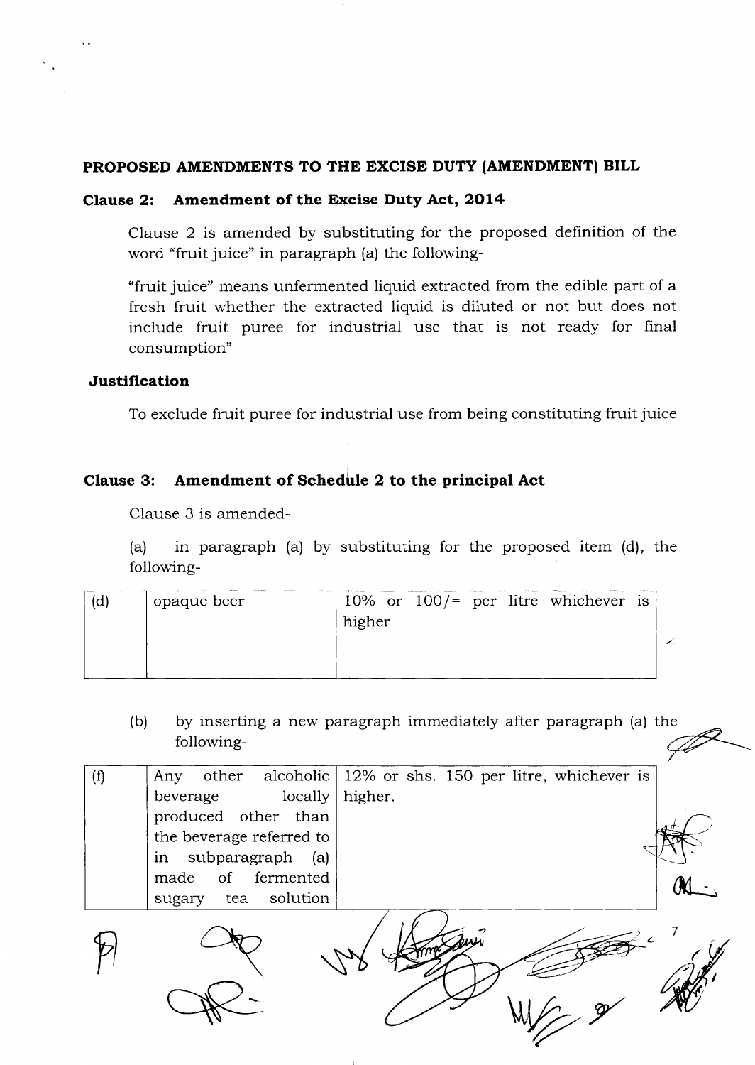**PROPOSED AMENDMENTS TO THE EXCISE DUTY (AMENDMENT) BILL**

**Clause 2: Amendment of the Excise Duty Act, 2014**

Clause 2 is amended by substituting for the proposed definition of the word "fruit juice" in paragraph (a) the following-

"fruit juice" means unfermented liquid extracted from the edible part of a fresh fruit whether the extracted liquid is diluted or not but does not include fruit puree for industrial use that is not ready for final consumption"

**Justification**

To exclude fruit puree for industrial use from being constituting fruit juice

**Clause 3: Amendment of Schedule 2 to the principal Act**

Clause 3 is amended-

(a) in paragraph (a) by substituting for the proposed item (d), the following-

| (d) | opaque beer | 10% or 100/= per litre whichever is higher |
|---|---|---|

(b) by inserting a new paragraph immediately after paragraph (a) the following-

| (f) | Any other alcoholic beverage locally produced other than the beverage referred to in subparagraph (a) made of fermented sugary tea solution | 12% or shs. 150 per litre, whichever is higher. |
|---|---|---|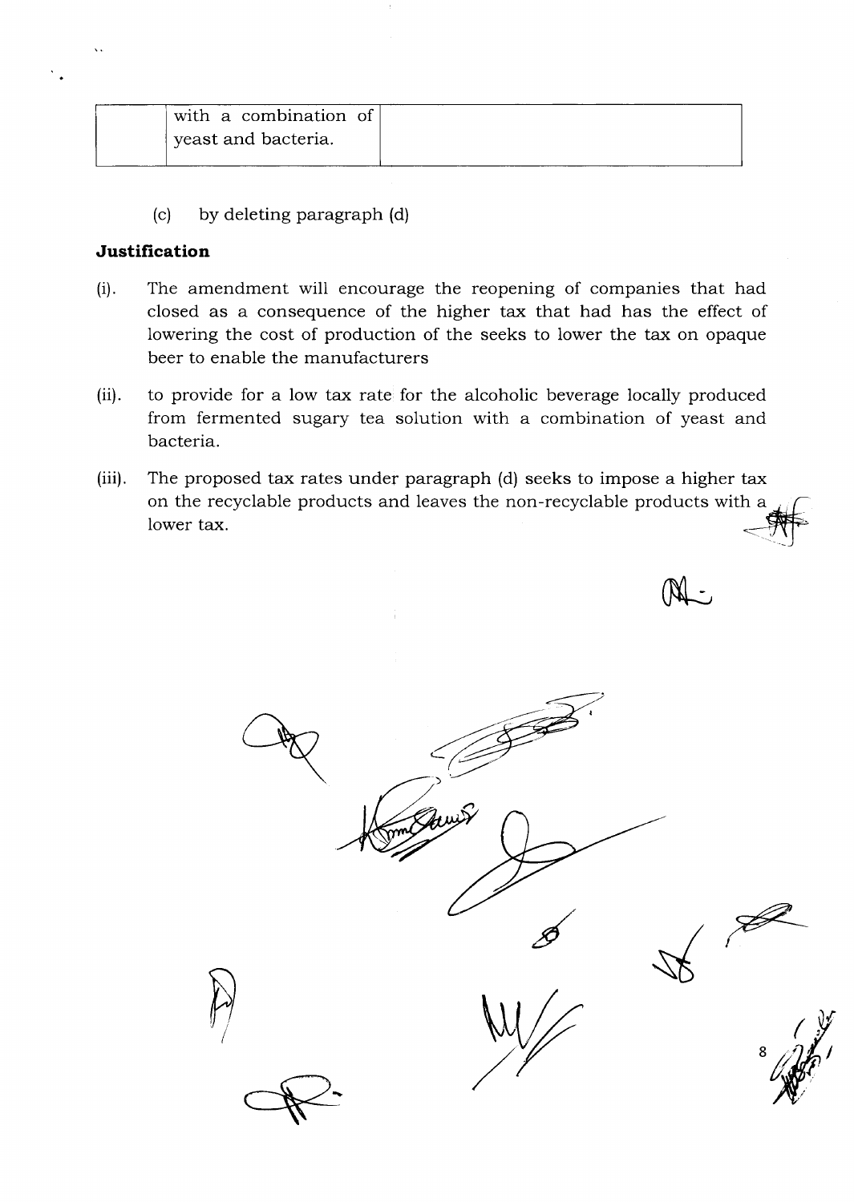|  | with a combination of yeast and bacteria. |  |
|---|---|---|

(c) by deleting paragraph (d)

**Justification**

(i). The amendment will encourage the reopening of companies that had closed as a consequence of the higher tax that had has the effect of lowering the cost of production of the seeks to lower the tax on opaque beer to enable the manufacturers

(ii). to provide for a low tax rate for the alcoholic beverage locally produced from fermented sugary tea solution with a combination of yeast and bacteria.

(iii). The proposed tax rates under paragraph (d) seeks to impose a higher tax on the recyclable products and leaves the non-recyclable products with a lower tax.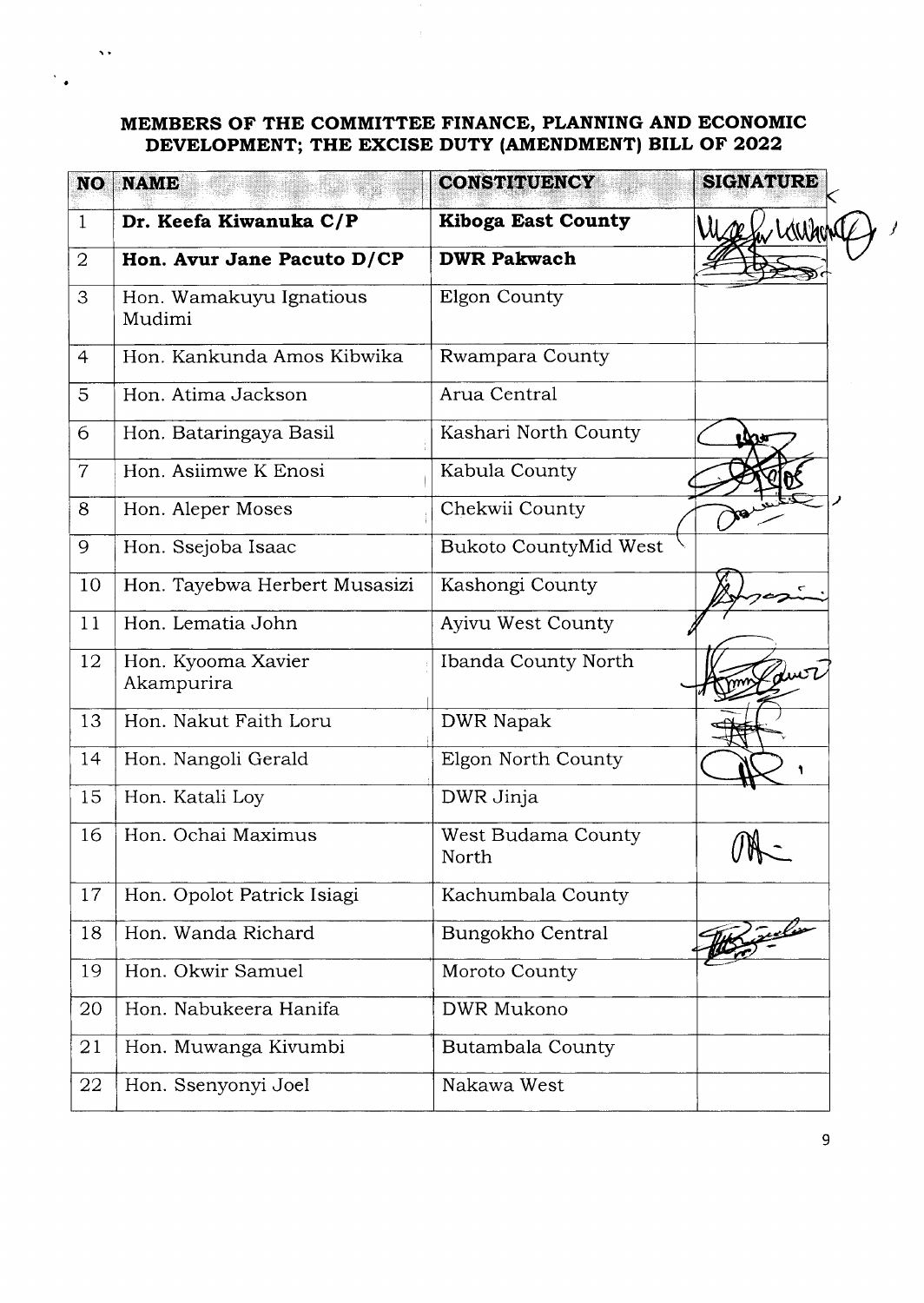**MEMBERS OF THE COMMITTEE FINANCE, PLANNING AND ECONOMIC DEVELOPMENT; THE EXCISE DUTY (AMENDMENT) BILL OF 2022**

| NO | NAME | CONSTITUENCY | SIGNATURE |
|---|---|---|---|
| 1 | **Dr. Keefa Kiwanuka C/P** | **Kiboga East County** | [signature] |
| 2 | **Hon. Avur Jane Pacuto D/CP** | **DWR Pakwach** | [signature] |
| 3 | Hon. Wamakuyu Ignatious Mudimi | Elgon County | |
| 4 | Hon. Kankunda Amos Kibwika | Rwampara County | |
| 5 | Hon. Atima Jackson | Arua Central | |
| 6 | Hon. Bataringaya Basil | Kashari North County | [signature] |
| 7 | Hon. Asiimwe K Enosi | Kabula County | [signature] |
| 8 | Hon. Aleper Moses | Chekwii County | [signature] |
| 9 | Hon. Ssejoba Isaac | Bukoto CountyMid West | |
| 10 | Hon. Tayebwa Herbert Musasizi | Kashongi County | [signature] |
| 11 | Hon. Lematia John | Ayivu West County | |
| 12 | Hon. Kyooma Xavier Akampurira | Ibanda County North | [signature] |
| 13 | Hon. Nakut Faith Loru | DWR Napak | [signature] |
| 14 | Hon. Nangoli Gerald | Elgon North County | [signature] |
| 15 | Hon. Katali Loy | DWR Jinja | |
| 16 | Hon. Ochai Maximus | West Budama County North | [signature] |
| 17 | Hon. Opolot Patrick Isiagi | Kachumbala County | |
| 18 | Hon. Wanda Richard | Bungokho Central | [signature] |
| 19 | Hon. Okwir Samuel | Moroto County | |
| 20 | Hon. Nabukeera Hanifa | DWR Mukono | |
| 21 | Hon. Muwanga Kivumbi | Butambala County | |
| 22 | Hon. Ssenyonyi Joel | Nakawa West | |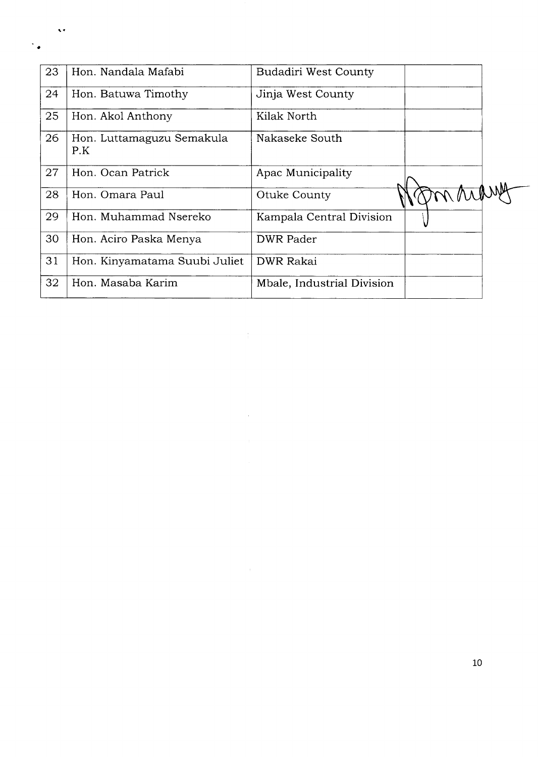| 23 | Hon. Nandala Mafabi | Budadiri West County | |
|---|---|---|---|
| 24 | Hon. Batuwa Timothy | Jinja West County | |
| 25 | Hon. Akol Anthony | Kilak North | |
| 26 | Hon. Luttamaguzu Semakula P.K | Nakaseke South | |
| 27 | Hon. Ocan Patrick | Apac Municipality | |
| 28 | Hon. Omara Paul | Otuke County | [signature] |
| 29 | Hon. Muhammad Nsereko | Kampala Central Division | |
| 30 | Hon. Aciro Paska Menya | DWR Pader | |
| 31 | Hon. Kinyamatama Suubi Juliet | DWR Rakai | |
| 32 | Hon. Masaba Karim | Mbale, Industrial Division | |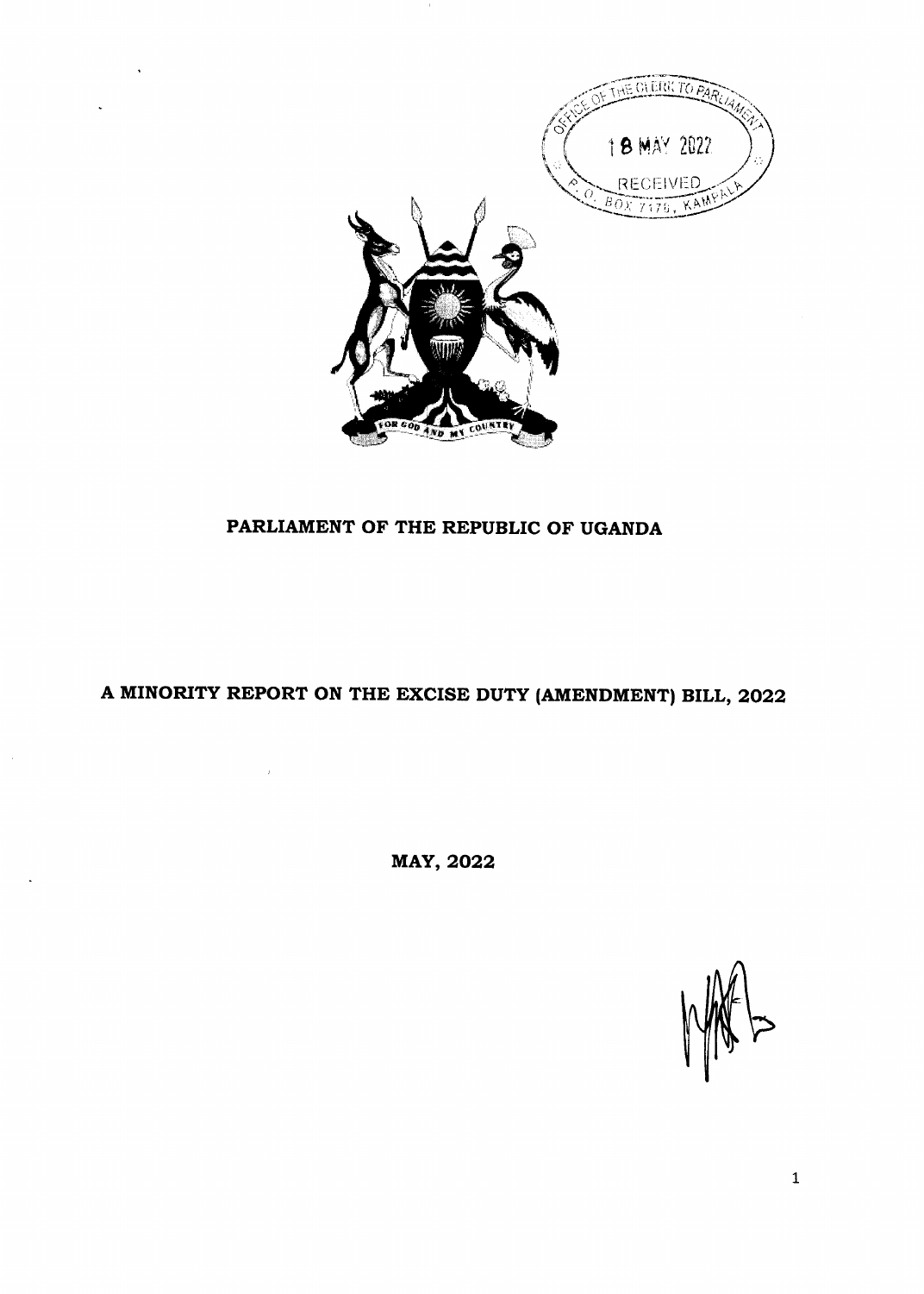# PARLIAMENT OF THE REPUBLIC OF UGANDA

## A MINORITY REPORT ON THE EXCISE DUTY (AMENDMENT) BILL, 2022

**MAY, 2022**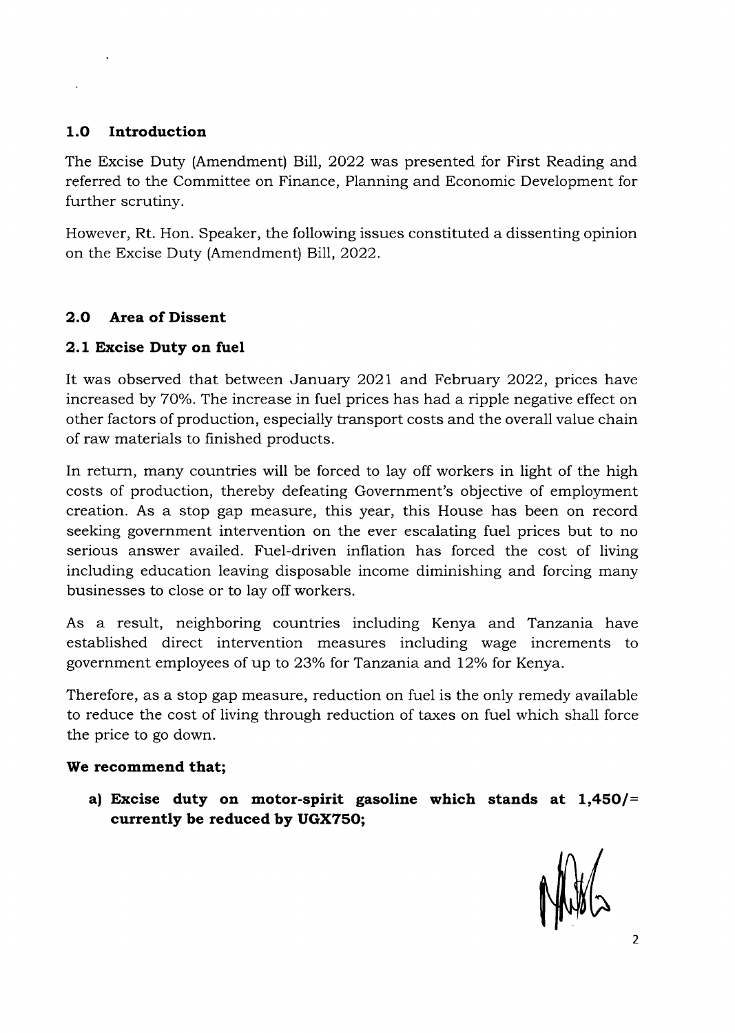## 1.0 Introduction

The Excise Duty (Amendment) Bill, 2022 was presented for First Reading and referred to the Committee on Finance, Planning and Economic Development for further scrutiny.

However, Rt. Hon. Speaker, the following issues constituted a dissenting opinion on the Excise Duty (Amendment) Bill, 2022.

## 2.0 Area of Dissent

### 2.1 Excise Duty on fuel

It was observed that between January 2021 and February 2022, prices have increased by 70%. The increase in fuel prices has had a ripple negative effect on other factors of production, especially transport costs and the overall value chain of raw materials to finished products.

In return, many countries will be forced to lay off workers in light of the high costs of production, thereby defeating Government's objective of employment creation. As a stop gap measure, this year, this House has been on record seeking government intervention on the ever escalating fuel prices but to no serious answer availed. Fuel-driven inflation has forced the cost of living including education leaving disposable income diminishing and forcing many businesses to close or to lay off workers.

As a result, neighboring countries including Kenya and Tanzania have established direct intervention measures including wage increments to government employees of up to 23% for Tanzania and 12% for Kenya.

Therefore, as a stop gap measure, reduction on fuel is the only remedy available to reduce the cost of living through reduction of taxes on fuel which shall force the price to go down.

**We recommend that;**

**a) Excise duty on motor-spirit gasoline which stands at 1,450/= currently be reduced by UGX750;**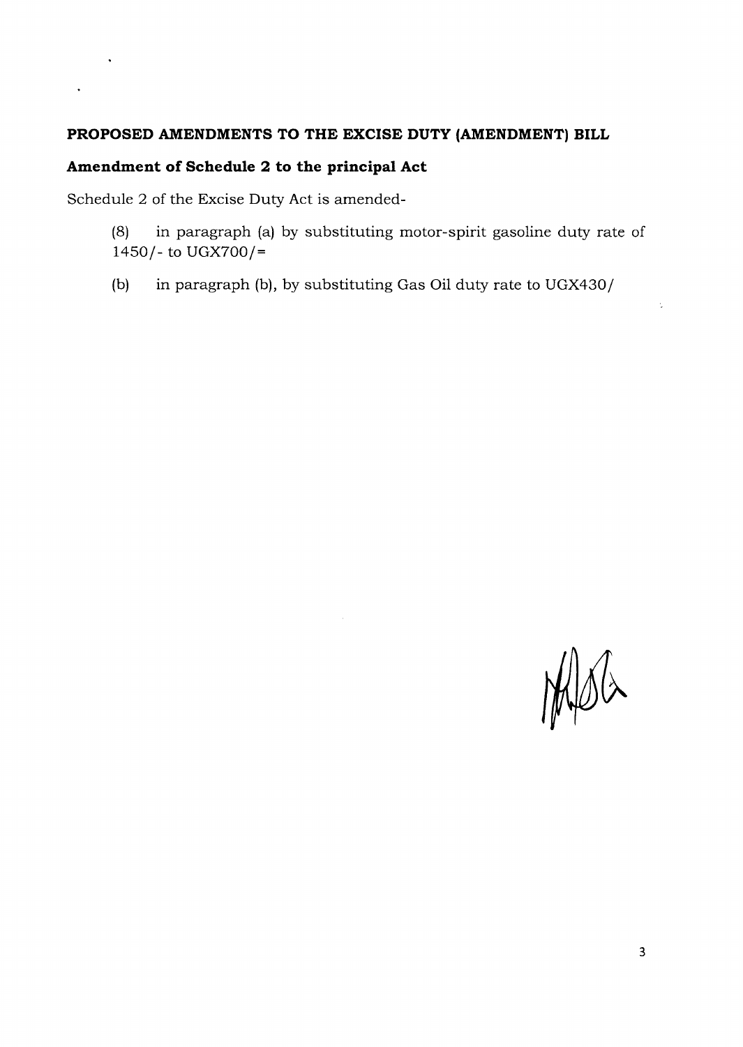**PROPOSED AMENDMENTS TO THE EXCISE DUTY (AMENDMENT) BILL**

**Amendment of Schedule 2 to the principal Act**

Schedule 2 of the Excise Duty Act is amended-

(8) in paragraph (a) by substituting motor-spirit gasoline duty rate of 1450/- to UGX700/=

(b) in paragraph (b), by substituting Gas Oil duty rate to UGX430/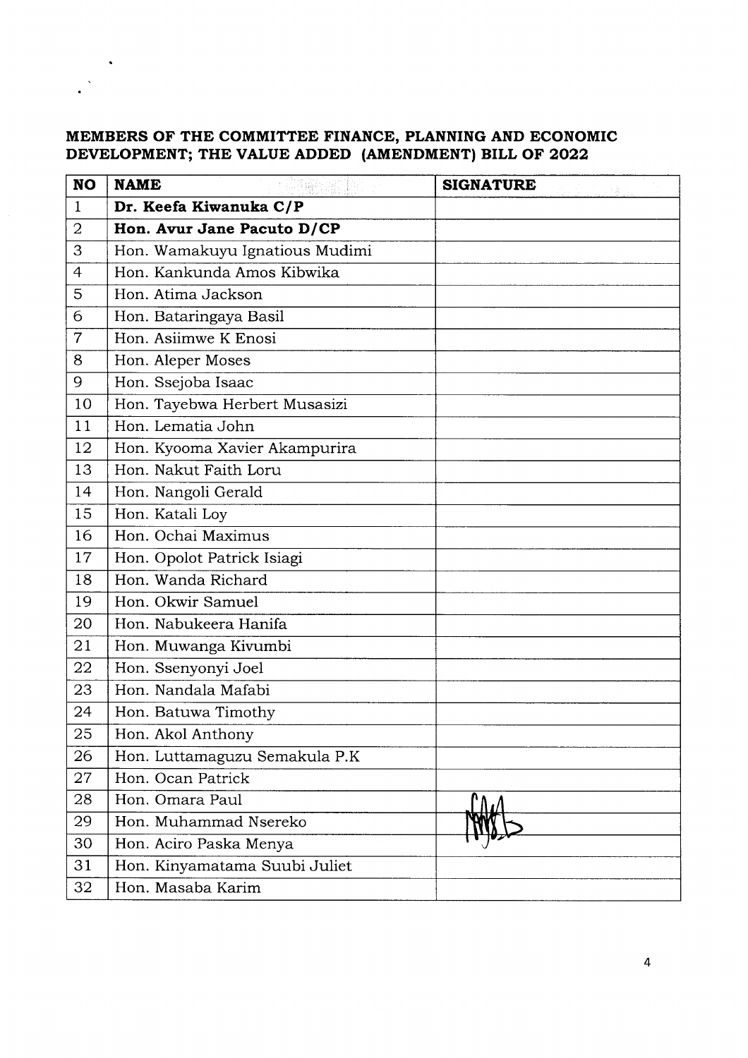**MEMBERS OF THE COMMITTEE FINANCE, PLANNING AND ECONOMIC DEVELOPMENT; THE VALUE ADDED (AMENDMENT) BILL OF 2022**

| NO | NAME | SIGNATURE |
|---|---|---|
| 1 | **Dr. Keefa Kiwanuka C/P** | |
| 2 | **Hon. Avur Jane Pacuto D/CP** | |
| 3 | Hon. Wamakuyu Ignatious Mudimi | |
| 4 | Hon. Kankunda Amos Kibwika | |
| 5 | Hon. Atima Jackson | |
| 6 | Hon. Bataringaya Basil | |
| 7 | Hon. Asiimwe K Enosi | |
| 8 | Hon. Aleper Moses | |
| 9 | Hon. Ssejoba Isaac | |
| 10 | Hon. Tayebwa Herbert Musasizi | |
| 11 | Hon. Lematia John | |
| 12 | Hon. Kyooma Xavier Akampurira | |
| 13 | Hon. Nakut Faith Loru | |
| 14 | Hon. Nangoli Gerald | |
| 15 | Hon. Katali Loy | |
| 16 | Hon. Ochai Maximus | |
| 17 | Hon. Opolot Patrick Isiagi | |
| 18 | Hon. Wanda Richard | |
| 19 | Hon. Okwir Samuel | |
| 20 | Hon. Nabukeera Hanifa | |
| 21 | Hon. Muwanga Kivumbi | |
| 22 | Hon. Ssenyonyi Joel | |
| 23 | Hon. Nandala Mafabi | |
| 24 | Hon. Batuwa Timothy | |
| 25 | Hon. Akol Anthony | |
| 26 | Hon. Luttamaguzu Semakula P.K | |
| 27 | Hon. Ocan Patrick | |
| 28 | Hon. Omara Paul | |
| 29 | Hon. Muhammad Nsereko | |
| 30 | Hon. Aciro Paska Menya | |
| 31 | Hon. Kinyamatama Suubi Juliet | |
| 32 | Hon. Masaba Karim | |